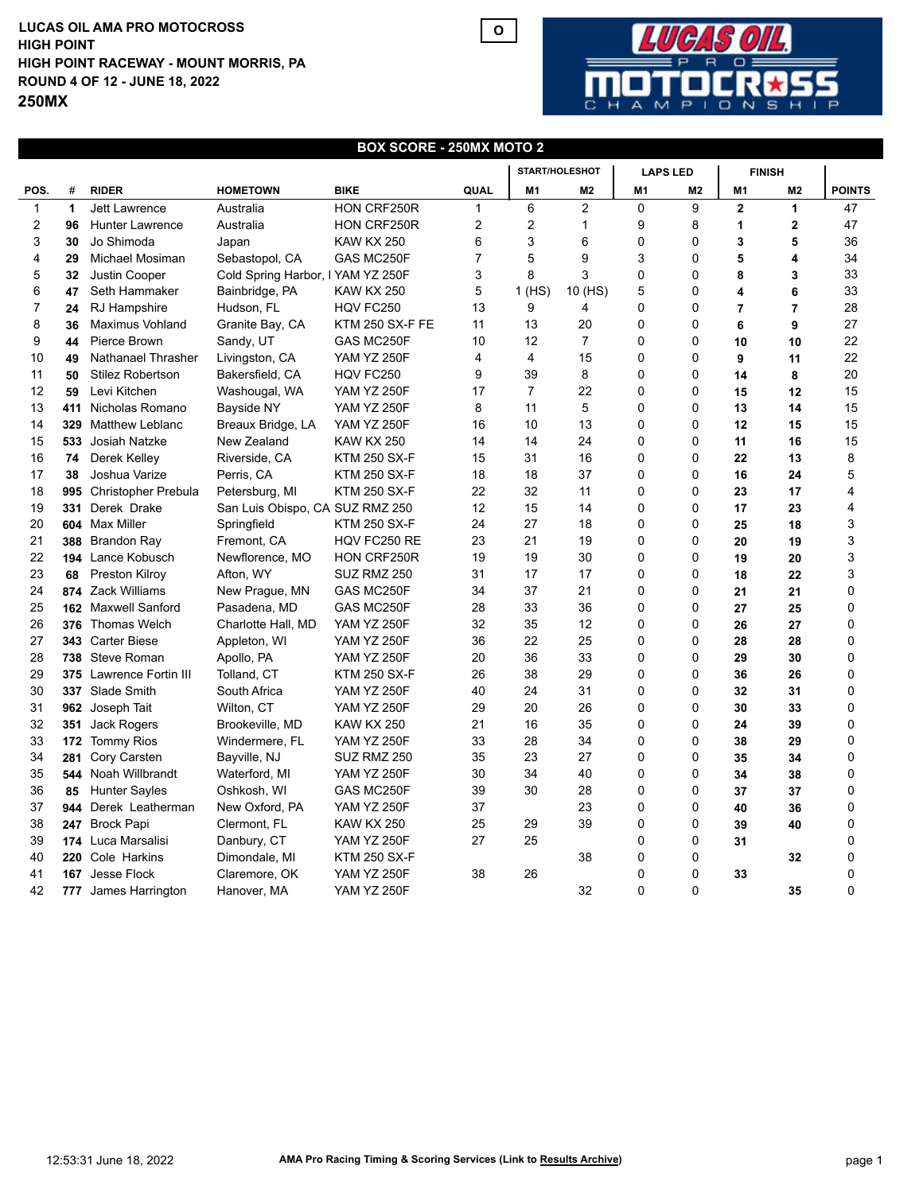**LUCAS OIL AMA PRO MOTOCROSS**
**HIGH POINT**
**HIGH POINT RACEWAY - MOUNT MORRIS, PA**
**ROUND 4 OF 12 - JUNE 18, 2022**
**250MX**

O

## BOX SCORE - 250MX MOTO 2

| POS. | # | RIDER | HOMETOWN | BIKE | QUAL | START/HOLESHOT | | LAPS LED | | FINISH | | POINTS |
|---|---|---|---|---|---|---|---|---|---|---|---|---|
| | | | | | | M1 | M2 | M1 | M2 | M1 | M2 | |
| 1 | 1 | Jett Lawrence | Australia | HON CRF250R | 1 | 6 | 2 | 0 | 9 | 2 | 1 | 47 |
| 2 | 96 | Hunter Lawrence | Australia | HON CRF250R | 2 | 2 | 1 | 9 | 8 | 1 | 2 | 47 |
| 3 | 30 | Jo Shimoda | Japan | KAW KX 250 | 6 | 3 | 6 | 0 | 0 | 3 | 5 | 36 |
| 4 | 29 | Michael Mosiman | Sebastopol, CA | GAS MC250F | 7 | 5 | 9 | 3 | 0 | 5 | 4 | 34 |
| 5 | 32 | Justin Cooper | Cold Spring Harbor, I | YAM YZ 250F | 3 | 8 | 3 | 0 | 0 | 8 | 3 | 33 |
| 6 | 47 | Seth Hammaker | Bainbridge, PA | KAW KX 250 | 5 | 1 (HS) | 10 (HS) | 5 | 0 | 4 | 6 | 33 |
| 7 | 24 | RJ Hampshire | Hudson, FL | HQV FC250 | 13 | 9 | 4 | 0 | 0 | 7 | 7 | 28 |
| 8 | 36 | Maximus Vohland | Granite Bay, CA | KTM 250 SX-F FE | 11 | 13 | 20 | 0 | 0 | 6 | 9 | 27 |
| 9 | 44 | Pierce Brown | Sandy, UT | GAS MC250F | 10 | 12 | 7 | 0 | 0 | 10 | 10 | 22 |
| 10 | 49 | Nathanael Thrasher | Livingston, CA | YAM YZ 250F | 4 | 4 | 15 | 0 | 0 | 9 | 11 | 22 |
| 11 | 50 | Stilez Robertson | Bakersfield, CA | HQV FC250 | 9 | 39 | 8 | 0 | 0 | 14 | 8 | 20 |
| 12 | 59 | Levi Kitchen | Washougal, WA | YAM YZ 250F | 17 | 7 | 22 | 0 | 0 | 15 | 12 | 15 |
| 13 | 411 | Nicholas Romano | Bayside NY | YAM YZ 250F | 8 | 11 | 5 | 0 | 0 | 13 | 14 | 15 |
| 14 | 329 | Matthew Leblanc | Breaux Bridge, LA | YAM YZ 250F | 16 | 10 | 13 | 0 | 0 | 12 | 15 | 15 |
| 15 | 533 | Josiah Natzke | New Zealand | KAW KX 250 | 14 | 14 | 24 | 0 | 0 | 11 | 16 | 15 |
| 16 | 74 | Derek Kelley | Riverside, CA | KTM 250 SX-F | 15 | 31 | 16 | 0 | 0 | 22 | 13 | 8 |
| 17 | 38 | Joshua Varize | Perris, CA | KTM 250 SX-F | 18 | 18 | 37 | 0 | 0 | 16 | 24 | 5 |
| 18 | 995 | Christopher Prebula | Petersburg, MI | KTM 250 SX-F | 22 | 32 | 11 | 0 | 0 | 23 | 17 | 4 |
| 19 | 331 | Derek Drake | San Luis Obispo, CA | SUZ RMZ 250 | 12 | 15 | 14 | 0 | 0 | 17 | 23 | 4 |
| 20 | 604 | Max Miller | Springfield | KTM 250 SX-F | 24 | 27 | 18 | 0 | 0 | 25 | 18 | 3 |
| 21 | 388 | Brandon Ray | Fremont, CA | HQV FC250 RE | 23 | 21 | 19 | 0 | 0 | 20 | 19 | 3 |
| 22 | 194 | Lance Kobusch | Newflorence, MO | HON CRF250R | 19 | 19 | 30 | 0 | 0 | 19 | 20 | 3 |
| 23 | 68 | Preston Kilroy | Afton, WY | SUZ RMZ 250 | 31 | 17 | 17 | 0 | 0 | 18 | 22 | 3 |
| 24 | 874 | Zack Williams | New Prague, MN | GAS MC250F | 34 | 37 | 21 | 0 | 0 | 21 | 21 | 0 |
| 25 | 162 | Maxwell Sanford | Pasadena, MD | GAS MC250F | 28 | 33 | 36 | 0 | 0 | 27 | 25 | 0 |
| 26 | 376 | Thomas Welch | Charlotte Hall, MD | YAM YZ 250F | 32 | 35 | 12 | 0 | 0 | 26 | 27 | 0 |
| 27 | 343 | Carter Biese | Appleton, WI | YAM YZ 250F | 36 | 22 | 25 | 0 | 0 | 28 | 28 | 0 |
| 28 | 738 | Steve Roman | Apollo, PA | YAM YZ 250F | 20 | 36 | 33 | 0 | 0 | 29 | 30 | 0 |
| 29 | 375 | Lawrence Fortin III | Tolland, CT | KTM 250 SX-F | 26 | 38 | 29 | 0 | 0 | 36 | 26 | 0 |
| 30 | 337 | Slade Smith | South Africa | YAM YZ 250F | 40 | 24 | 31 | 0 | 0 | 32 | 31 | 0 |
| 31 | 962 | Joseph Tait | Wilton, CT | YAM YZ 250F | 29 | 20 | 26 | 0 | 0 | 30 | 33 | 0 |
| 32 | 351 | Jack Rogers | Brookeville, MD | KAW KX 250 | 21 | 16 | 35 | 0 | 0 | 24 | 39 | 0 |
| 33 | 172 | Tommy Rios | Windermere, FL | YAM YZ 250F | 33 | 28 | 34 | 0 | 0 | 38 | 29 | 0 |
| 34 | 281 | Cory Carsten | Bayville, NJ | SUZ RMZ 250 | 35 | 23 | 27 | 0 | 0 | 35 | 34 | 0 |
| 35 | 544 | Noah Willbrandt | Waterford, MI | YAM YZ 250F | 30 | 34 | 40 | 0 | 0 | 34 | 38 | 0 |
| 36 | 85 | Hunter Sayles | Oshkosh, WI | GAS MC250F | 39 | 30 | 28 | 0 | 0 | 37 | 37 | 0 |
| 37 | 944 | Derek Leatherman | New Oxford, PA | YAM YZ 250F | 37 | | 23 | 0 | 0 | 40 | 36 | 0 |
| 38 | 247 | Brock Papi | Clermont, FL | KAW KX 250 | 25 | 29 | 39 | 0 | 0 | 39 | 40 | 0 |
| 39 | 174 | Luca Marsalisi | Danbury, CT | YAM YZ 250F | 27 | 25 | | 0 | 0 | 31 | | 0 |
| 40 | 220 | Cole Harkins | Dimondale, MI | KTM 250 SX-F | | | 38 | 0 | 0 | | 32 | 0 |
| 41 | 167 | Jesse Flock | Claremore, OK | YAM YZ 250F | 38 | 26 | | 0 | 0 | 33 | | 0 |
| 42 | 777 | James Harrington | Hanover, MA | YAM YZ 250F | | | 32 | 0 | 0 | | 35 | 0 |

12:53:31 June 18, 2022 — AMA Pro Racing Timing & Scoring Services (Link to Results Archive)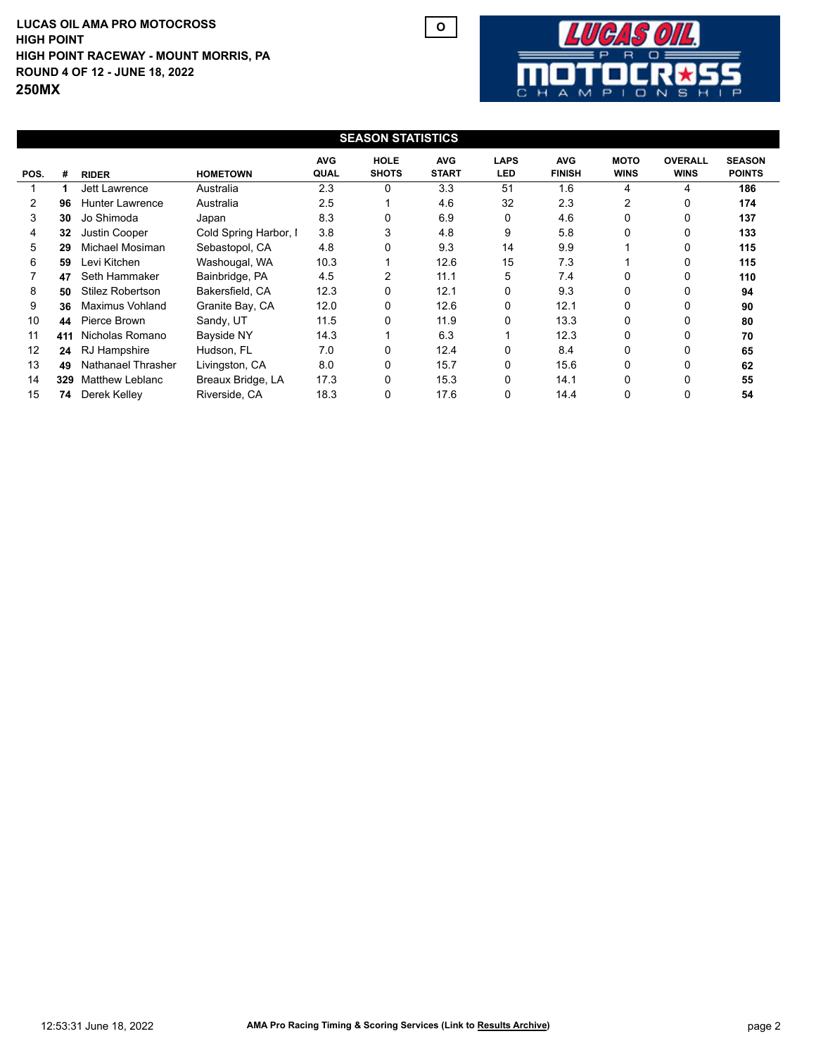LUCAS OIL AMA PRO MOTOCROSS
HIGH POINT
HIGH POINT RACEWAY - MOUNT MORRIS, PA
ROUND 4 OF 12 - JUNE 18, 2022

**250MX**

O

## SEASON STATISTICS

| POS. | # | RIDER | HOMETOWN | AVG QUAL | HOLE SHOTS | AVG START | LAPS LED | AVG FINISH | MOTO WINS | OVERALL WINS | SEASON POINTS |
|---|---|---|---|---|---|---|---|---|---|---|---|
| 1 | **1** | Jett Lawrence | Australia | 2.3 | 0 | 3.3 | 51 | 1.6 | 4 | 4 | **186** |
| 2 | **96** | Hunter Lawrence | Australia | 2.5 | 1 | 4.6 | 32 | 2.3 | 2 | 0 | **174** |
| 3 | **30** | Jo Shimoda | Japan | 8.3 | 0 | 6.9 | 0 | 4.6 | 0 | 0 | **137** |
| 4 | **32** | Justin Cooper | Cold Spring Harbor, I | 3.8 | 3 | 4.8 | 9 | 5.8 | 0 | 0 | **133** |
| 5 | **29** | Michael Mosiman | Sebastopol, CA | 4.8 | 0 | 9.3 | 14 | 9.9 | 1 | 0 | **115** |
| 6 | **59** | Levi Kitchen | Washougal, WA | 10.3 | 1 | 12.6 | 15 | 7.3 | 1 | 0 | **115** |
| 7 | **47** | Seth Hammaker | Bainbridge, PA | 4.5 | 2 | 11.1 | 5 | 7.4 | 0 | 0 | **110** |
| 8 | **50** | Stilez Robertson | Bakersfield, CA | 12.3 | 0 | 12.1 | 0 | 9.3 | 0 | 0 | **94** |
| 9 | **36** | Maximus Vohland | Granite Bay, CA | 12.0 | 0 | 12.6 | 0 | 12.1 | 0 | 0 | **90** |
| 10 | **44** | Pierce Brown | Sandy, UT | 11.5 | 0 | 11.9 | 0 | 13.3 | 0 | 0 | **80** |
| 11 | **411** | Nicholas Romano | Bayside NY | 14.3 | 1 | 6.3 | 1 | 12.3 | 0 | 0 | **70** |
| 12 | **24** | RJ Hampshire | Hudson, FL | 7.0 | 0 | 12.4 | 0 | 8.4 | 0 | 0 | **65** |
| 13 | **49** | Nathanael Thrasher | Livingston, CA | 8.0 | 0 | 15.7 | 0 | 15.6 | 0 | 0 | **62** |
| 14 | **329** | Matthew Leblanc | Breaux Bridge, LA | 17.3 | 0 | 15.3 | 0 | 14.1 | 0 | 0 | **55** |
| 15 | **74** | Derek Kelley | Riverside, CA | 18.3 | 0 | 17.6 | 0 | 14.4 | 0 | 0 | **54** |

12:53:31 June 18, 2022 — AMA Pro Racing Timing & Scoring Services (Link to Results Archive)